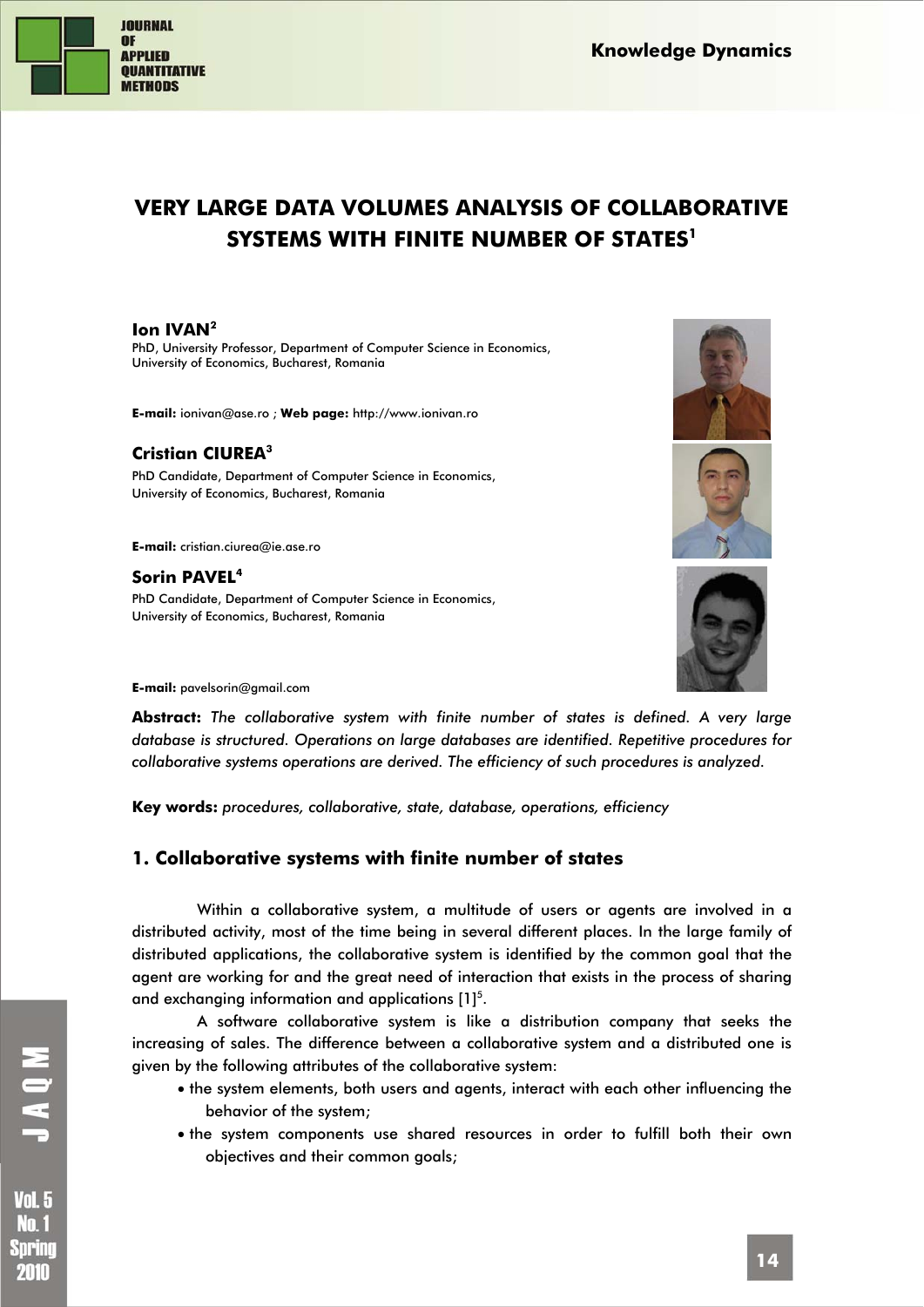# VERY LARGE DATA VOLUMES ANALYSIS OF COLLABORATIVE SYSTEMS WITH FINITE NUMBER OF STATES[1]

**Ion IVAN**[2]
PhD, University Professor, Department of Computer Science in Economics,
University of Economics, Bucharest, Romania

**E-mail:** ionivan@ase.ro ; **Web page:** http://www.ionivan.ro

**Cristian CIUREA**[3]
PhD Candidate, Department of Computer Science in Economics,
University of Economics, Bucharest, Romania

**E-mail:** cristian.ciurea@ie.ase.ro

**Sorin PAVEL**[4]
PhD Candidate, Department of Computer Science in Economics,
University of Economics, Bucharest, Romania

**E-mail:** pavelsorin@gmail.com

**Abstract:** *The collaborative system with finite number of states is defined. A very large database is structured. Operations on large databases are identified. Repetitive procedures for collaborative systems operations are derived. The efficiency of such procedures is analyzed.*

**Key words:** *procedures, collaborative, state, database, operations, efficiency*

## 1. Collaborative systems with finite number of states

Within a collaborative system, a multitude of users or agents are involved in a distributed activity, most of the time being in several different places. In the large family of distributed applications, the collaborative system is identified by the common goal that the agent are working for and the great need of interaction that exists in the process of sharing and exchanging information and applications [1][5].

A software collaborative system is like a distribution company that seeks the increasing of sales. The difference between a collaborative system and a distributed one is given by the following attributes of the collaborative system:

- the system elements, both users and agents, interact with each other influencing the behavior of the system;
- the system components use shared resources in order to fulfill both their own objectives and their common goals;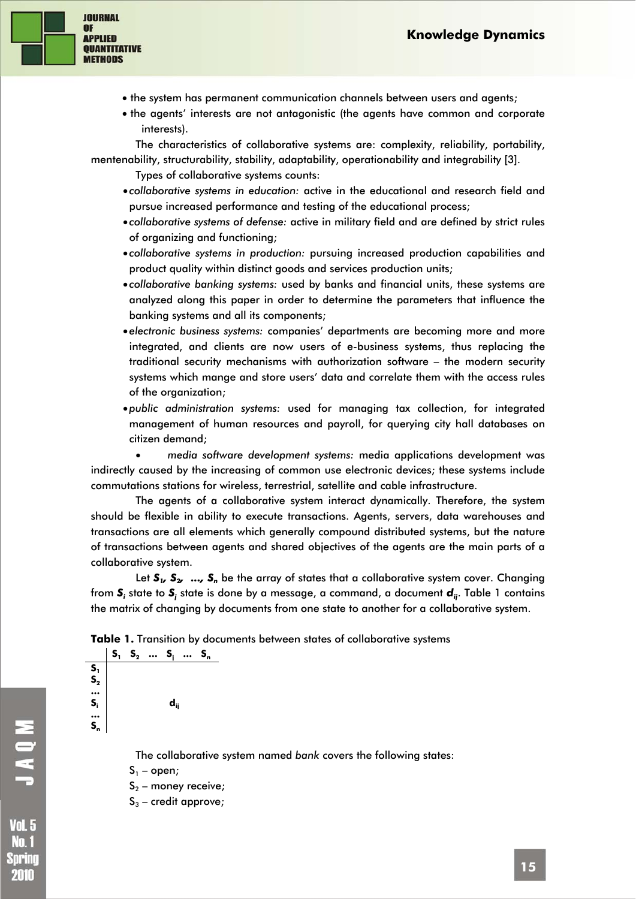- the system has permanent communication channels between users and agents;
- the agents' interests are not antagonistic (the agents have common and corporate interests).

The characteristics of collaborative systems are: complexity, reliability, portability, mentenability, structurability, stability, adaptability, operationability and integrability [3].

Types of collaborative systems counts:

- *collaborative systems in education:* active in the educational and research field and pursue increased performance and testing of the educational process;
- *collaborative systems of defense:* active in military field and are defined by strict rules of organizing and functioning;
- *collaborative systems in production:* pursuing increased production capabilities and product quality within distinct goods and services production units;
- *collaborative banking systems:* used by banks and financial units, these systems are analyzed along this paper in order to determine the parameters that influence the banking systems and all its components;
- *electronic business systems:* companies' departments are becoming more and more integrated, and clients are now users of e-business systems, thus replacing the traditional security mechanisms with authorization software – the modern security systems which mange and store users' data and correlate them with the access rules of the organization;
- *public administration systems:* used for managing tax collection, for integrated management of human resources and payroll, for querying city hall databases on citizen demand;
- *media software development systems:* media applications development was indirectly caused by the increasing of common use electronic devices; these systems include commutations stations for wireless, terrestrial, satellite and cable infrastructure.

The agents of a collaborative system interact dynamically. Therefore, the system should be flexible in ability to execute transactions. Agents, servers, data warehouses and transactions are all elements which generally compound distributed systems, but the nature of transactions between agents and shared objectives of the agents are the main parts of a collaborative system.

Let $S_1, S_2, \ldots, S_n$ be the array of states that a collaborative system cover. Changing from $S_i$ state to $S_j$ state is done by a message, a command, a document $d_{ij}$. Table 1 contains the matrix of changing by documents from one state to another for a collaborative system.

**Table 1.** Transition by documents between states of collaborative systems

| | $S_1$ | $S_2$ | … | $S_j$ | … | $S_n$ |
|---|---|---|---|---|---|---|
| $S_1$ | | | | | | |
| $S_2$ | | | | | | |
| … | | | | | | |
| $S_i$ | | | | $d_{ij}$ | | |
| … | | | | | | |
| $S_n$ | | | | | | |

The collaborative system named *bank* covers the following states:

$S_1$ – open;

$S_2$ – money receive;

$S_3$ – credit approve;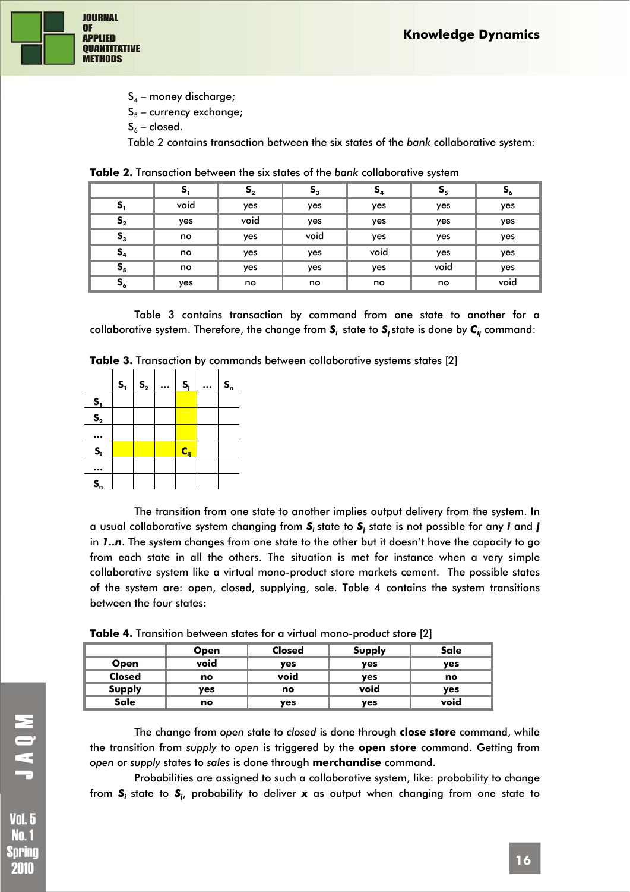$S_4$ – money discharge;

$S_5$ – currency exchange;

$S_6$ – closed.

Table 2 contains transaction between the six states of the *bank* collaborative system:

**Table 2.** Transaction between the six states of the *bank* collaborative system

| | $S_1$ | $S_2$ | $S_3$ | $S_4$ | $S_5$ | $S_6$ |
|---|---|---|---|---|---|---|
| $S_1$ | void | yes | yes | yes | yes | yes |
| $S_2$ | yes | void | yes | yes | yes | yes |
| $S_3$ | no | yes | void | yes | yes | yes |
| $S_4$ | no | yes | yes | void | yes | yes |
| $S_5$ | no | yes | yes | yes | void | yes |
| $S_6$ | yes | no | no | no | no | void |

Table 3 contains transaction by command from one state to another for a collaborative system. Therefore, the change from $S_i$ state to $S_j$ state is done by $C_{ij}$ command:

**Table 3.** Transaction by commands between collaborative systems states [2]

| | $S_1$ | $S_2$ | ... | $S_j$ | ... | $S_n$ |
|---|---|---|---|---|---|---|
| $S_1$ | | | | | | |
| $S_2$ | | | | | | |
| ... | | | | | | |
| $S_i$ | | | | $C_{ij}$ | | |
| ... | | | | | | |
| $S_n$ | | | | | | |

The transition from one state to another implies output delivery from the system. In a usual collaborative system changing from $S_i$ state to $S_j$ state is not possible for any $i$ and $j$ in $1..n$. The system changes from one state to the other but it doesn't have the capacity to go from each state in all the others. The situation is met for instance when a very simple collaborative system like a virtual mono-product store markets cement. The possible states of the system are: open, closed, supplying, sale. Table 4 contains the system transitions between the four states:

**Table 4.** Transition between states for a virtual mono-product store [2]

| | **Open** | **Closed** | **Supply** | **Sale** |
|---|---|---|---|---|
| **Open** | **void** | **yes** | **yes** | **yes** |
| **Closed** | **no** | **void** | **yes** | **no** |
| **Supply** | **yes** | **no** | **void** | **yes** |
| **Sale** | **no** | **yes** | **yes** | **void** |

The change from *open* state to *closed* is done through **close store** command, while the transition from *supply* to *open* is triggered by the **open store** command. Getting from *open* or *supply* states to *sales* is done through **merchandise** command.

Probabilities are assigned to such a collaborative system, like: probability to change from $S_i$ state to $S_j$, probability to deliver $x$ as output when changing from one state to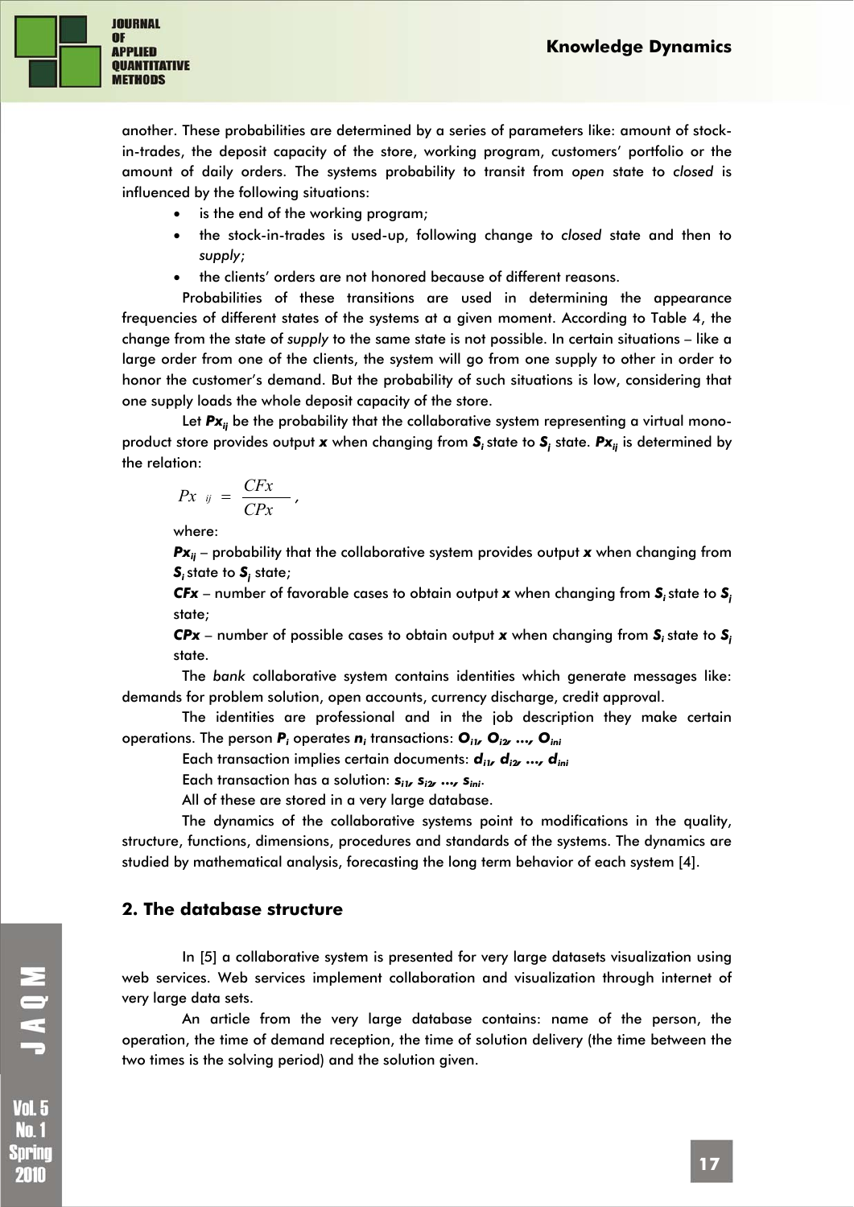another. These probabilities are determined by a series of parameters like: amount of stock-in-trades, the deposit capacity of the store, working program, customers' portfolio or the amount of daily orders. The systems probability to transit from *open* state to *closed* is influenced by the following situations:

- is the end of the working program;
- the stock-in-trades is used-up, following change to *closed* state and then to *supply*;
- the clients' orders are not honored because of different reasons.

Probabilities of these transitions are used in determining the appearance frequencies of different states of the systems at a given moment. According to Table 4, the change from the state of *supply* to the same state is not possible. In certain situations – like a large order from one of the clients, the system will go from one supply to other in order to honor the customer's demand. But the probability of such situations is low, considering that one supply loads the whole deposit capacity of the store.

Let $Px_{ij}$ be the probability that the collaborative system representing a virtual mono-product store provides output $x$ when changing from $S_i$ state to $S_j$ state. $Px_{ij}$ is determined by the relation:

$$Px_{ij} = \frac{CFx}{CPx},$$

where:

$Px_{ij}$ – probability that the collaborative system provides output $x$ when changing from $S_i$ state to $S_j$ state;

$CFx$ – number of favorable cases to obtain output $x$ when changing from $S_i$ state to $S_j$ state;

$CPx$ – number of possible cases to obtain output $x$ when changing from $S_i$ state to $S_j$ state.

The *bank* collaborative system contains identities which generate messages like: demands for problem solution, open accounts, currency discharge, credit approval.

The identities are professional and in the job description they make certain operations. The person $P_i$ operates $n_i$ transactions: $O_{i1}, O_{i2}, \ldots, O_{ini}$

Each transaction implies certain documents: $d_{i1}, d_{i2}, \ldots, d_{ini}$

Each transaction has a solution: $s_{i1}, s_{i2}, \ldots, s_{ini}$.

All of these are stored in a very large database.

The dynamics of the collaborative systems point to modifications in the quality, structure, functions, dimensions, procedures and standards of the systems. The dynamics are studied by mathematical analysis, forecasting the long term behavior of each system [4].

## 2. The database structure

In [5] a collaborative system is presented for very large datasets visualization using web services. Web services implement collaboration and visualization through internet of very large data sets.

An article from the very large database contains: name of the person, the operation, the time of demand reception, the time of solution delivery (the time between the two times is the solving period) and the solution given.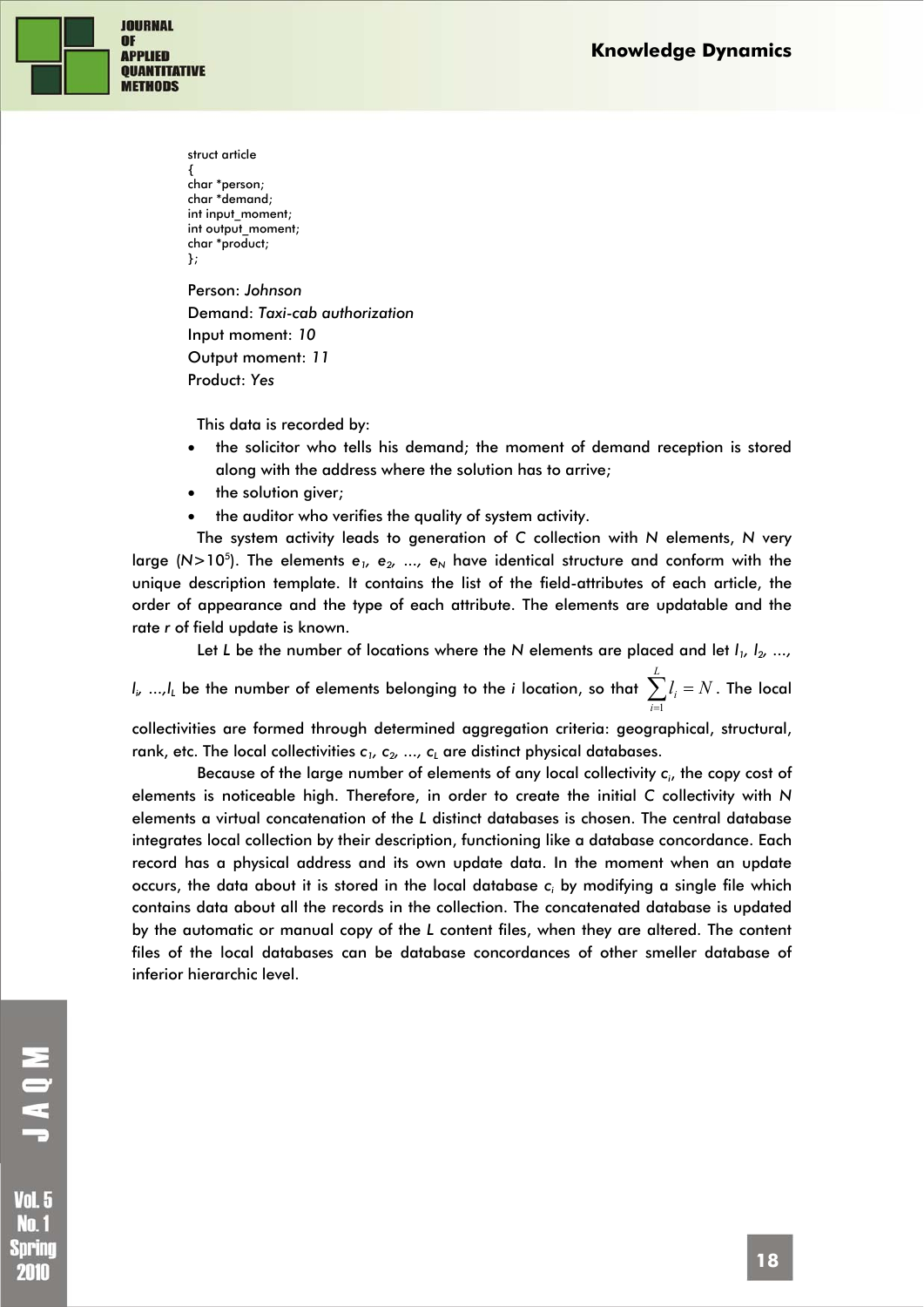```
struct article
{
char *person;
char *demand;
int input_moment;
int output_moment;
char *product;
};
```

Person: *Johnson*
Demand: *Taxi-cab authorization*
Input moment: *10*
Output moment: *11*
Product: *Yes*

This data is recorded by:

- the solicitor who tells his demand; the moment of demand reception is stored along with the address where the solution has to arrive;
- the solution giver;
- the auditor who verifies the quality of system activity.

The system activity leads to generation of *C* collection with *N* elements, *N* very large ($N>10^5$). The elements $e_1$, $e_2$, ..., $e_N$ have identical structure and conform with the unique description template. It contains the list of the field-attributes of each article, the order of appearance and the type of each attribute. The elements are updatable and the rate *r* of field update is known.

Let *L* be the number of locations where the *N* elements are placed and let $l_1$, $l_2$, ..., $l_i$, ...,$l_L$ be the number of elements belonging to the *i* location, so that $\sum_{i=1}^{L} l_i = N$. The local collectivities are formed through determined aggregation criteria: geographical, structural, rank, etc. The local collectivities $c_1$, $c_2$, ..., $c_L$ are distinct physical databases.

Because of the large number of elements of any local collectivity $c_i$, the copy cost of elements is noticeable high. Therefore, in order to create the initial *C* collectivity with *N* elements a virtual concatenation of the *L* distinct databases is chosen. The central database integrates local collection by their description, functioning like a database concordance. Each record has a physical address and its own update data. In the moment when an update occurs, the data about it is stored in the local database $c_i$ by modifying a single file which contains data about all the records in the collection. The concatenated database is updated by the automatic or manual copy of the *L* content files, when they are altered. The content files of the local databases can be database concordances of other smeller database of inferior hierarchic level.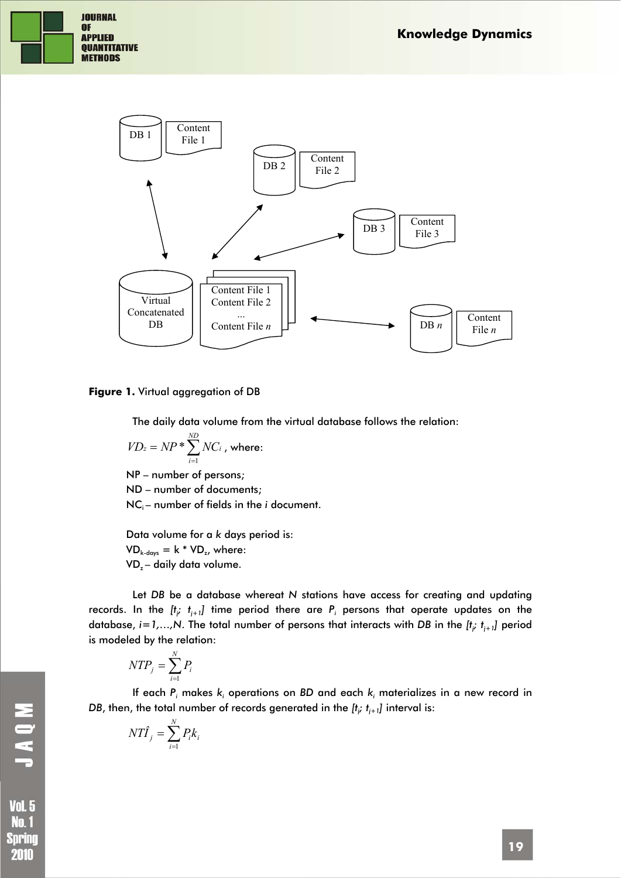Figure 1. Virtual aggregation of DB

The daily data volume from the virtual database follows the relation:

$$VD_z = NP * \sum_{i=1}^{ND} NC_i$$, where:

NP – number of persons;
ND – number of documents;
$NC_i$ – number of fields in the *i* document.

Data volume for a *k* days period is:
$VD_{k\text{-days}} = k * VD_z$, where:
$VD_z$ – daily data volume.

Let *DB* be a database whereat *N* stations have access for creating and updating records. In the $[t_i; t_{i+1}]$ time period there are $P_i$ persons that operate updates on the database, $i=1,\ldots,N$. The total number of persons that interacts with *DB* in the $[t_i; t_{i+1}]$ period is modeled by the relation:

$$NTP_j = \sum_{i=1}^{N} P_i$$

If each $P_i$ makes $k_i$ operations on *BD* and each $k_i$ materializes in a new record in *DB*, then, the total number of records generated in the $[t_i; t_{i+1}]$ interval is:

$$NT\hat{I}_j = \sum_{i=1}^{N} P_i k_i$$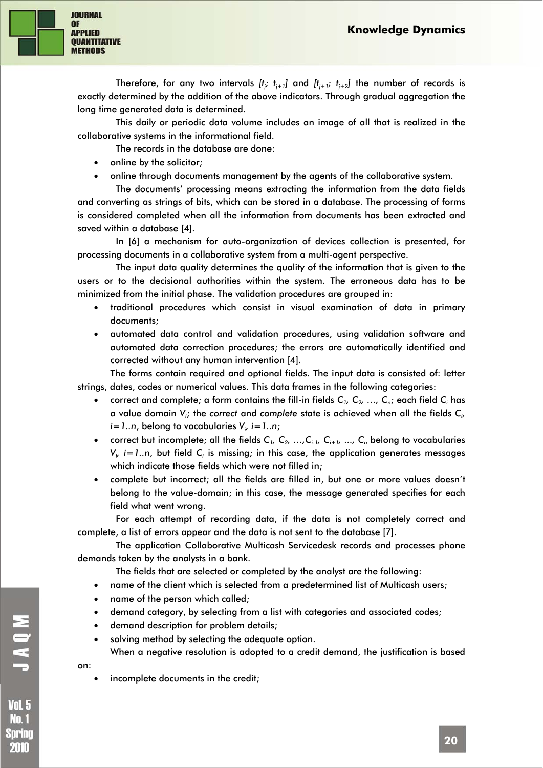Therefore, for any two intervals $[t_i; t_{i+1}]$ and $[t_{i+1}; t_{i+2}]$ the number of records is exactly determined by the addition of the above indicators. Through gradual aggregation the long time generated data is determined.

This daily or periodic data volume includes an image of all that is realized in the collaborative systems in the informational field.

The records in the database are done:

- online by the solicitor;
- online through documents management by the agents of the collaborative system.

The documents' processing means extracting the information from the data fields and converting as strings of bits, which can be stored in a database. The processing of forms is considered completed when all the information from documents has been extracted and saved within a database [4].

In [6] a mechanism for auto-organization of devices collection is presented, for processing documents in a collaborative system from a multi-agent perspective.

The input data quality determines the quality of the information that is given to the users or to the decisional authorities within the system. The erroneous data has to be minimized from the initial phase. The validation procedures are grouped in:

- traditional procedures which consist in visual examination of data in primary documents;
- automated data control and validation procedures, using validation software and automated data correction procedures; the errors are automatically identified and corrected without any human intervention [4].

The forms contain required and optional fields. The input data is consisted of: letter strings, dates, codes or numerical values. This data frames in the following categories:

- correct and complete; a form contains the fill-in fields $C_1$, $C_2$, …, $C_n$; each field $C_i$ has a value domain $V_i$; the *correct* and *complete* state is achieved when all the fields $C_i$, $i=1..n$, belong to vocabularies $V_i$, $i=1..n$;
- correct but incomplete; all the fields $C_1$, $C_2$, …,$C_{i-1}$, $C_{i+1}$, ..., $C_n$ belong to vocabularies $V_i$, $i=1..n$, but field $C_i$ is missing; in this case, the application generates messages which indicate those fields which were not filled in;
- complete but incorrect; all the fields are filled in, but one or more values doesn't belong to the value-domain; in this case, the message generated specifies for each field what went wrong.

For each attempt of recording data, if the data is not completely correct and complete, a list of errors appear and the data is not sent to the database [7].

The application Collaborative Multicash Servicedesk records and processes phone demands taken by the analysts in a bank.

The fields that are selected or completed by the analyst are the following:

- name of the client which is selected from a predetermined list of Multicash users;
- name of the person which called;
- demand category, by selecting from a list with categories and associated codes;
- demand description for problem details;
- solving method by selecting the adequate option.

When a negative resolution is adopted to a credit demand, the justification is based on:

- incomplete documents in the credit;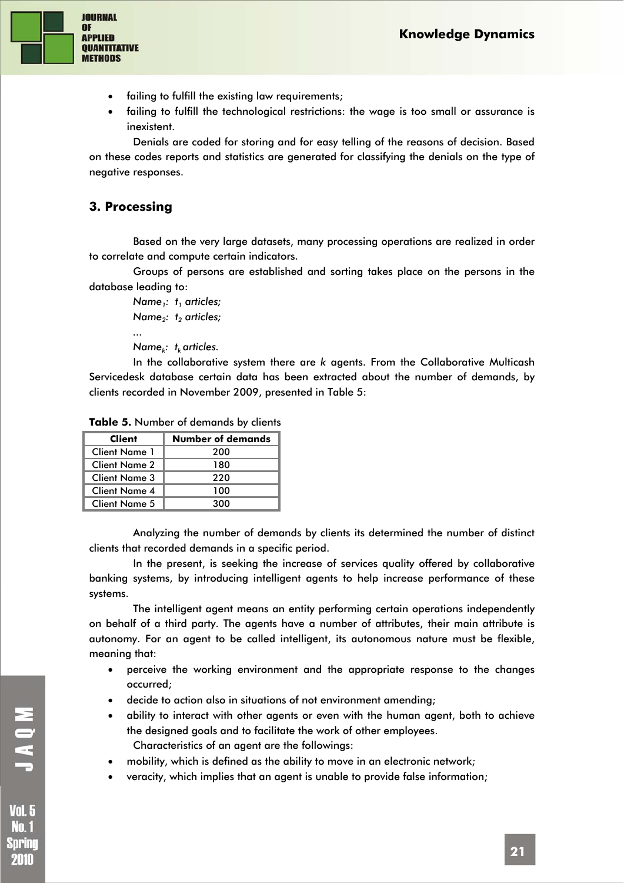- failing to fulfill the existing law requirements;
- failing to fulfill the technological restrictions: the wage is too small or assurance is inexistent.

Denials are coded for storing and for easy telling of the reasons of decision. Based on these codes reports and statistics are generated for classifying the denials on the type of negative responses.

## 3. Processing

Based on the very large datasets, many processing operations are realized in order to correlate and compute certain indicators.

Groups of persons are established and sorting takes place on the persons in the database leading to:

*$Name_1$: $t_1$ articles;*

*$Name_2$: $t_2$ articles;*

*...*

*$Name_k$: $t_k$ articles.*

In the collaborative system there are *k* agents. From the Collaborative Multicash Servicedesk database certain data has been extracted about the number of demands, by clients recorded in November 2009, presented in Table 5:

**Table 5.** Number of demands by clients

| Client | Number of demands |
|---|---|
| Client Name 1 | 200 |
| Client Name 2 | 180 |
| Client Name 3 | 220 |
| Client Name 4 | 100 |
| Client Name 5 | 300 |

Analyzing the number of demands by clients its determined the number of distinct clients that recorded demands in a specific period.

In the present, is seeking the increase of services quality offered by collaborative banking systems, by introducing intelligent agents to help increase performance of these systems.

The intelligent agent means an entity performing certain operations independently on behalf of a third party. The agents have a number of attributes, their main attribute is autonomy. For an agent to be called intelligent, its autonomous nature must be flexible, meaning that:

- perceive the working environment and the appropriate response to the changes occurred;
- decide to action also in situations of not environment amending;
- ability to interact with other agents or even with the human agent, both to achieve the designed goals and to facilitate the work of other employees.

Characteristics of an agent are the followings:

- mobility, which is defined as the ability to move in an electronic network;
- veracity, which implies that an agent is unable to provide false information;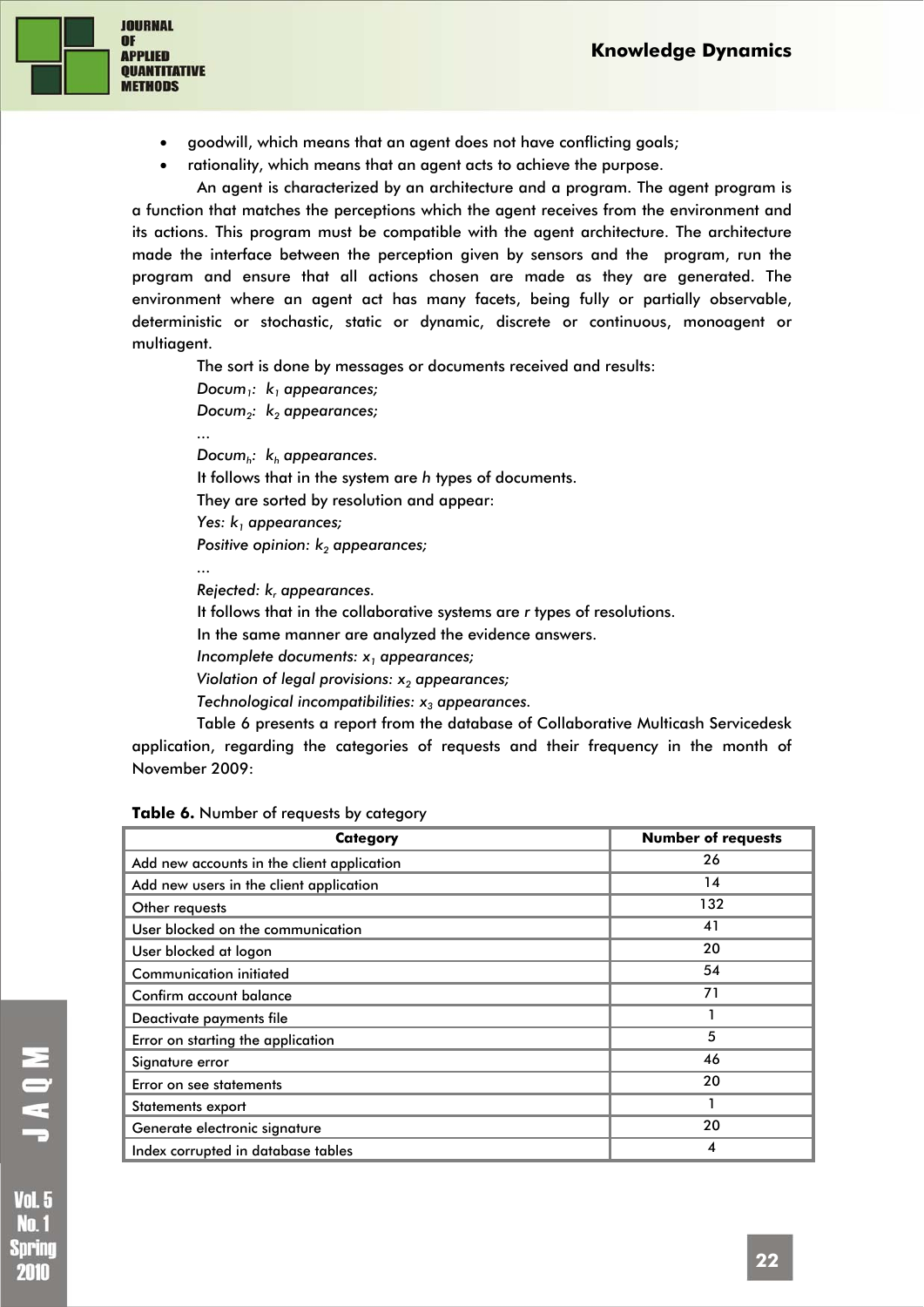- goodwill, which means that an agent does not have conflicting goals;
- rationality, which means that an agent acts to achieve the purpose.

An agent is characterized by an architecture and a program. The agent program is a function that matches the perceptions which the agent receives from the environment and its actions. This program must be compatible with the agent architecture. The architecture made the interface between the perception given by sensors and the program, run the program and ensure that all actions chosen are made as they are generated. The environment where an agent act has many facets, being fully or partially observable, deterministic or stochastic, static or dynamic, discrete or continuous, monoagent or multiagent.

The sort is done by messages or documents received and results:

*$Docum_1$: $k_1$ appearances;*

*$Docum_2$: $k_2$ appearances;*

…

*$Docum_h$: $k_h$ appearances.*

It follows that in the system are *h* types of documents.

They are sorted by resolution and appear:

*Yes: $k_1$ appearances;*

*Positive opinion: $k_2$ appearances;*

…

*Rejected: $k_r$ appearances.*

It follows that in the collaborative systems are *r* types of resolutions.

In the same manner are analyzed the evidence answers.

*Incomplete documents: $x_1$ appearances;*

*Violation of legal provisions: $x_2$ appearances;*

*Technological incompatibilities: $x_3$ appearances.*

Table 6 presents a report from the database of Collaborative Multicash Servicedesk application, regarding the categories of requests and their frequency in the month of November 2009:

**Table 6.** Number of requests by category

| Category | Number of requests |
|---|---|
| Add new accounts in the client application | 26 |
| Add new users in the client application | 14 |
| Other requests | 132 |
| User blocked on the communication | 41 |
| User blocked at logon | 20 |
| Communication initiated | 54 |
| Confirm account balance | 71 |
| Deactivate payments file | 1 |
| Error on starting the application | 5 |
| Signature error | 46 |
| Error on see statements | 20 |
| Statements export | 1 |
| Generate electronic signature | 20 |
| Index corrupted in database tables | 4 |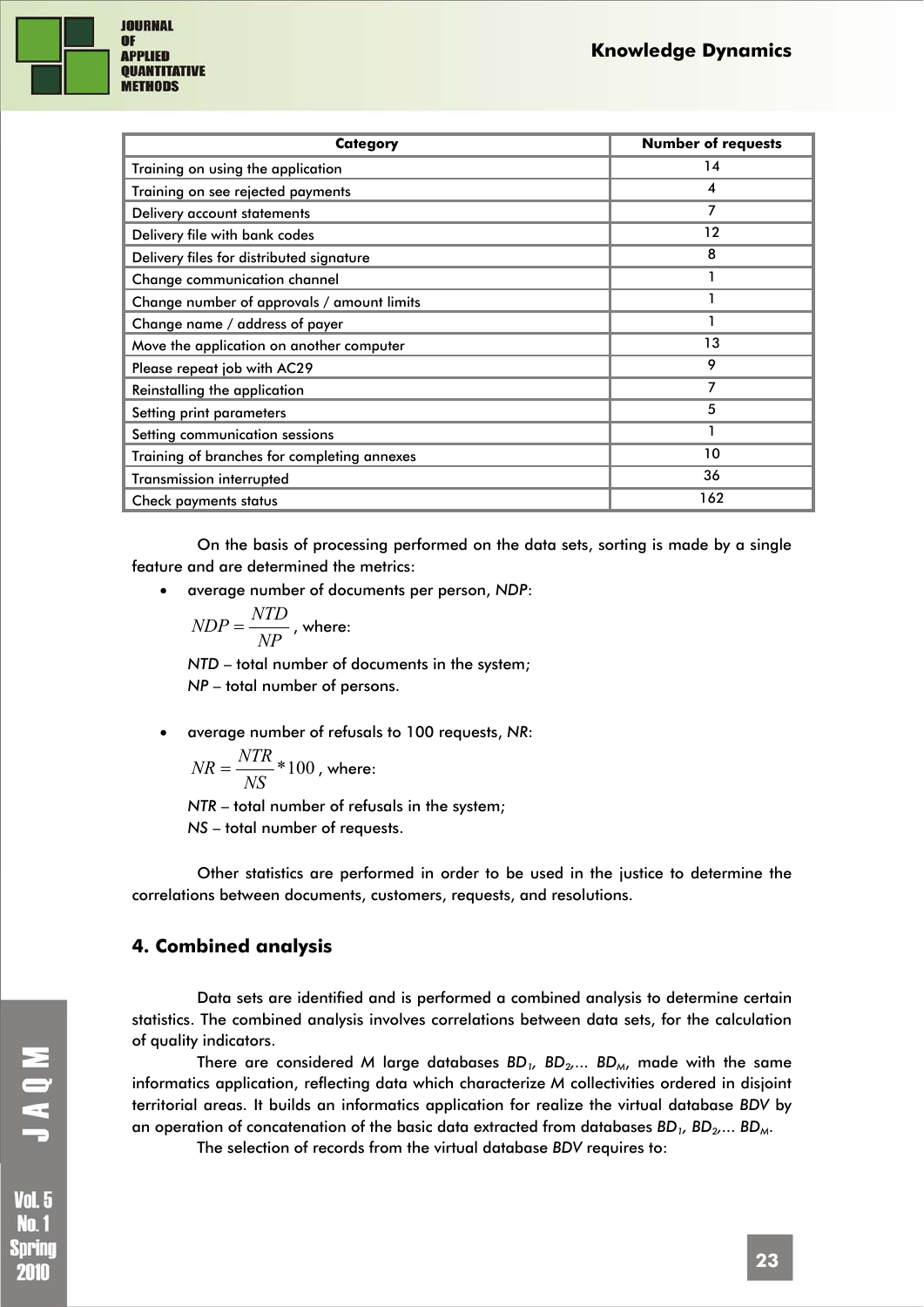| Category | Number of requests |
| --- | --- |
| Training on using the application | 14 |
| Training on see rejected payments | 4 |
| Delivery account statements | 7 |
| Delivery file with bank codes | 12 |
| Delivery files for distributed signature | 8 |
| Change communication channel | 1 |
| Change number of approvals / amount limits | 1 |
| Change name / address of payer | 1 |
| Move the application on another computer | 13 |
| Please repeat job with AC29 | 9 |
| Reinstalling the application | 7 |
| Setting print parameters | 5 |
| Setting communication sessions | 1 |
| Training of branches for completing annexes | 10 |
| Transmission interrupted | 36 |
| Check payments status | 162 |

On the basis of processing performed on the data sets, sorting is made by a single feature and are determined the metrics:

- average number of documents per person, *NDP*:

  $NDP = \frac{NTD}{NP}$, where:

  *NTD* – total number of documents in the system;
  *NP* – total number of persons.

- average number of refusals to 100 requests, *NR*:

  $NR = \frac{NTR}{NS} * 100$, where:

  *NTR* – total number of refusals in the system;
  *NS* – total number of requests.

Other statistics are performed in order to be used in the justice to determine the correlations between documents, customers, requests, and resolutions.

## 4. Combined analysis

Data sets are identified and is performed a combined analysis to determine certain statistics. The combined analysis involves correlations between data sets, for the calculation of quality indicators.

There are considered *M* large databases $BD_1$, $BD_2$,... $BD_M$, made with the same informatics application, reflecting data which characterize *M* collectivities ordered in disjoint territorial areas. It builds an informatics application for realize the virtual database *BDV* by an operation of concatenation of the basic data extracted from databases $BD_1$, $BD_2$,... $BD_M$.

The selection of records from the virtual database *BDV* requires to: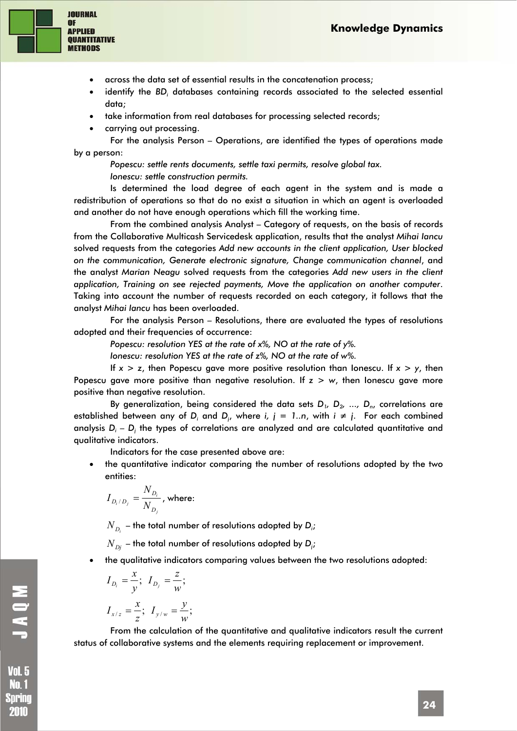- across the data set of essential results in the concatenation process;
- identify the $BD_i$ databases containing records associated to the selected essential data;
- take information from real databases for processing selected records;
- carrying out processing.

For the analysis Person – Operations, are identified the types of operations made by a person:

*Popescu: settle rents documents, settle taxi permits, resolve global tax.*

*Ionescu: settle construction permits.*

Is determined the load degree of each agent in the system and is made a redistribution of operations so that do no exist a situation in which an agent is overloaded and another do not have enough operations which fill the working time.

From the combined analysis Analyst – Category of requests, on the basis of records from the Collaborative Multicash Servicedesk application, results that the analyst *Mihai Iancu* solved requests from the categories *Add new accounts in the client application, User blocked on the communication, Generate electronic signature, Change communication channel*, and the analyst *Marian Neagu* solved requests from the categories *Add new users in the client application, Training on see rejected payments, Move the application on another computer*. Taking into account the number of requests recorded on each category, it follows that the analyst *Mihai Iancu* has been overloaded.

For the analysis Person – Resolutions, there are evaluated the types of resolutions adopted and their frequencies of occurrence:

*Popescu: resolution YES at the rate of x%, NO at the rate of y%.*

*Ionescu: resolution YES at the rate of z%, NO at the rate of w%.*

If $x > z$, then Popescu gave more positive resolution than Ionescu. If $x > y$, then Popescu gave more positive than negative resolution. If $z > w$, then Ionescu gave more positive than negative resolution.

By generalization, being considered the data sets $D_1$, $D_2$, ..., $D_n$, correlations are established between any of $D_i$ and $D_j$, where $i, j = 1..n$, with $i \neq j$. For each combined analysis $D_i - D_j$ the types of correlations are analyzed and are calculated quantitative and qualitative indicators.

Indicators for the case presented above are:

- the quantitative indicator comparing the number of resolutions adopted by the two entities:

$$I_{D_i/D_j} = \frac{N_{D_i}}{N_{D_j}}, \text{ where:}$$

$N_{D_i}$ – the total number of resolutions adopted by $D_i$;

$N_{Dj}$ – the total number of resolutions adopted by $D_j$;

- the qualitative indicators comparing values between the two resolutions adopted:

$$I_{D_i} = \frac{x}{y};\ I_{D_j} = \frac{z}{w};$$

$$I_{x/z} = \frac{x}{z};\ I_{y/w} = \frac{y}{w};$$

From the calculation of the quantitative and qualitative indicators result the current status of collaborative systems and the elements requiring replacement or improvement.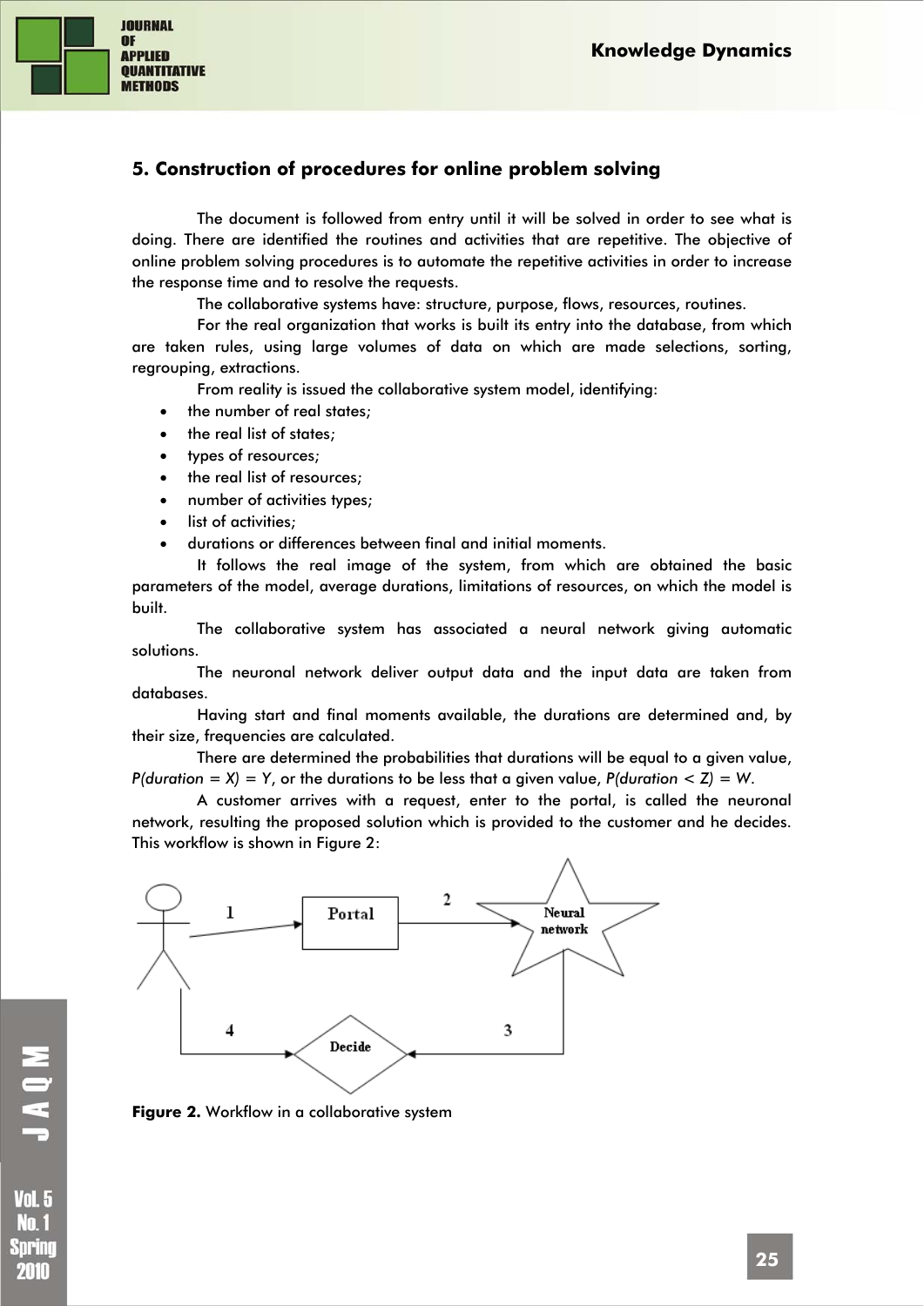## 5. Construction of procedures for online problem solving

The document is followed from entry until it will be solved in order to see what is doing. There are identified the routines and activities that are repetitive. The objective of online problem solving procedures is to automate the repetitive activities in order to increase the response time and to resolve the requests.

The collaborative systems have: structure, purpose, flows, resources, routines.

For the real organization that works is built its entry into the database, from which are taken rules, using large volumes of data on which are made selections, sorting, regrouping, extractions.

From reality is issued the collaborative system model, identifying:

- the number of real states;
- the real list of states;
- types of resources;
- the real list of resources;
- number of activities types;
- list of activities;
- durations or differences between final and initial moments.

It follows the real image of the system, from which are obtained the basic parameters of the model, average durations, limitations of resources, on which the model is built.

The collaborative system has associated a neural network giving automatic solutions.

The neuronal network deliver output data and the input data are taken from databases.

Having start and final moments available, the durations are determined and, by their size, frequencies are calculated.

There are determined the probabilities that durations will be equal to a given value, *P(duration = X) = Y*, or the durations to be less that a given value, *P(duration < Z) = W*.

A customer arrives with a request, enter to the portal, is called the neuronal network, resulting the proposed solution which is provided to the customer and he decides. This workflow is shown in Figure 2:

**Figure 2.** Workflow in a collaborative system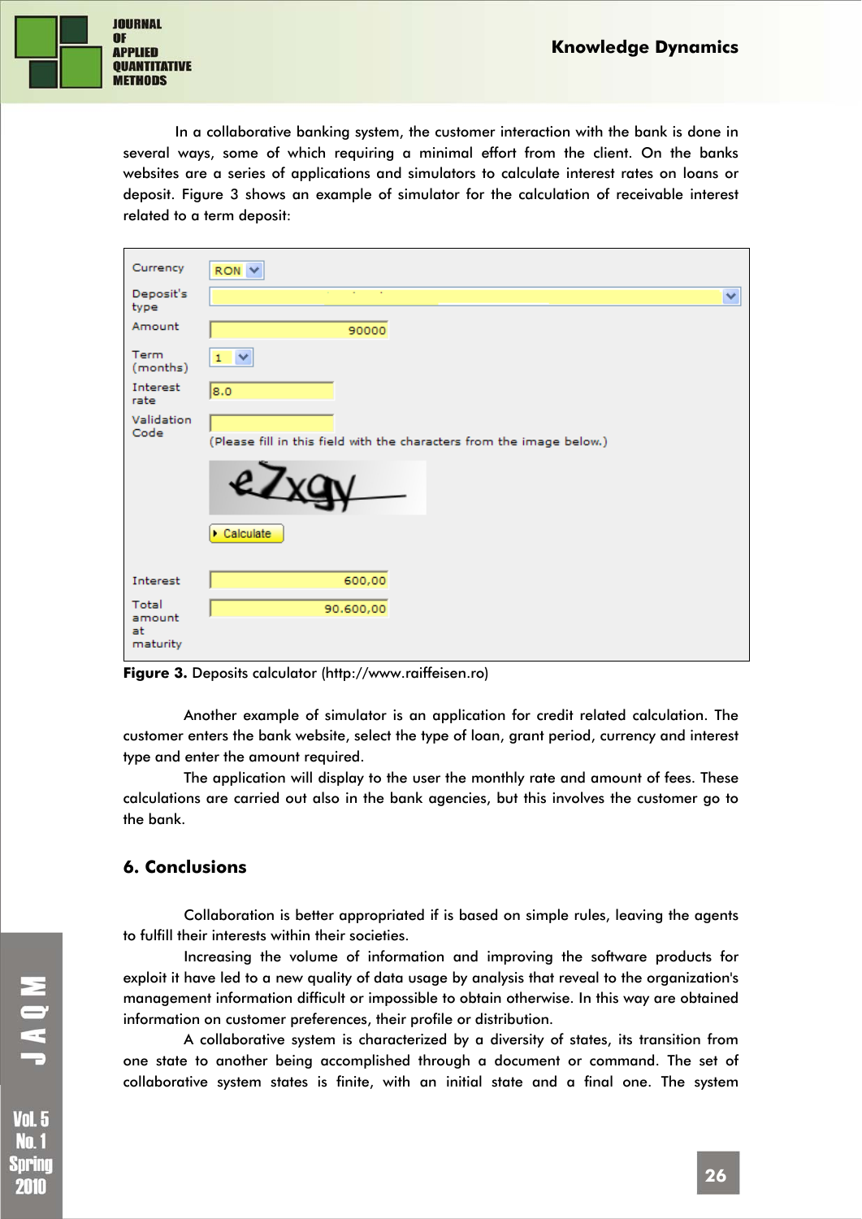In a collaborative banking system, the customer interaction with the bank is done in several ways, some of which requiring a minimal effort from the client. On the banks websites are a series of applications and simulators to calculate interest rates on loans or deposit. Figure 3 shows an example of simulator for the calculation of receivable interest related to a term deposit:

| | |
|---|---|
| Currency | RON |
| Deposit's type | |
| Amount | 90000 |
| Term (months) | 1 |
| Interest rate | 8.0 |
| Validation Code | (Please fill in this field with the characters from the image below.) |
| | e7xgy |
| | Calculate |
| Interest | 600,00 |
| Total amount at maturity | 90.600,00 |

**Figure 3.** Deposits calculator (http://www.raiffeisen.ro)

Another example of simulator is an application for credit related calculation. The customer enters the bank website, select the type of loan, grant period, currency and interest type and enter the amount required.

The application will display to the user the monthly rate and amount of fees. These calculations are carried out also in the bank agencies, but this involves the customer go to the bank.

## 6. Conclusions

Collaboration is better appropriated if is based on simple rules, leaving the agents to fulfill their interests within their societies.

Increasing the volume of information and improving the software products for exploit it have led to a new quality of data usage by analysis that reveal to the organization's management information difficult or impossible to obtain otherwise. In this way are obtained information on customer preferences, their profile or distribution.

A collaborative system is characterized by a diversity of states, its transition from one state to another being accomplished through a document or command. The set of collaborative system states is finite, with an initial state and a final one. The system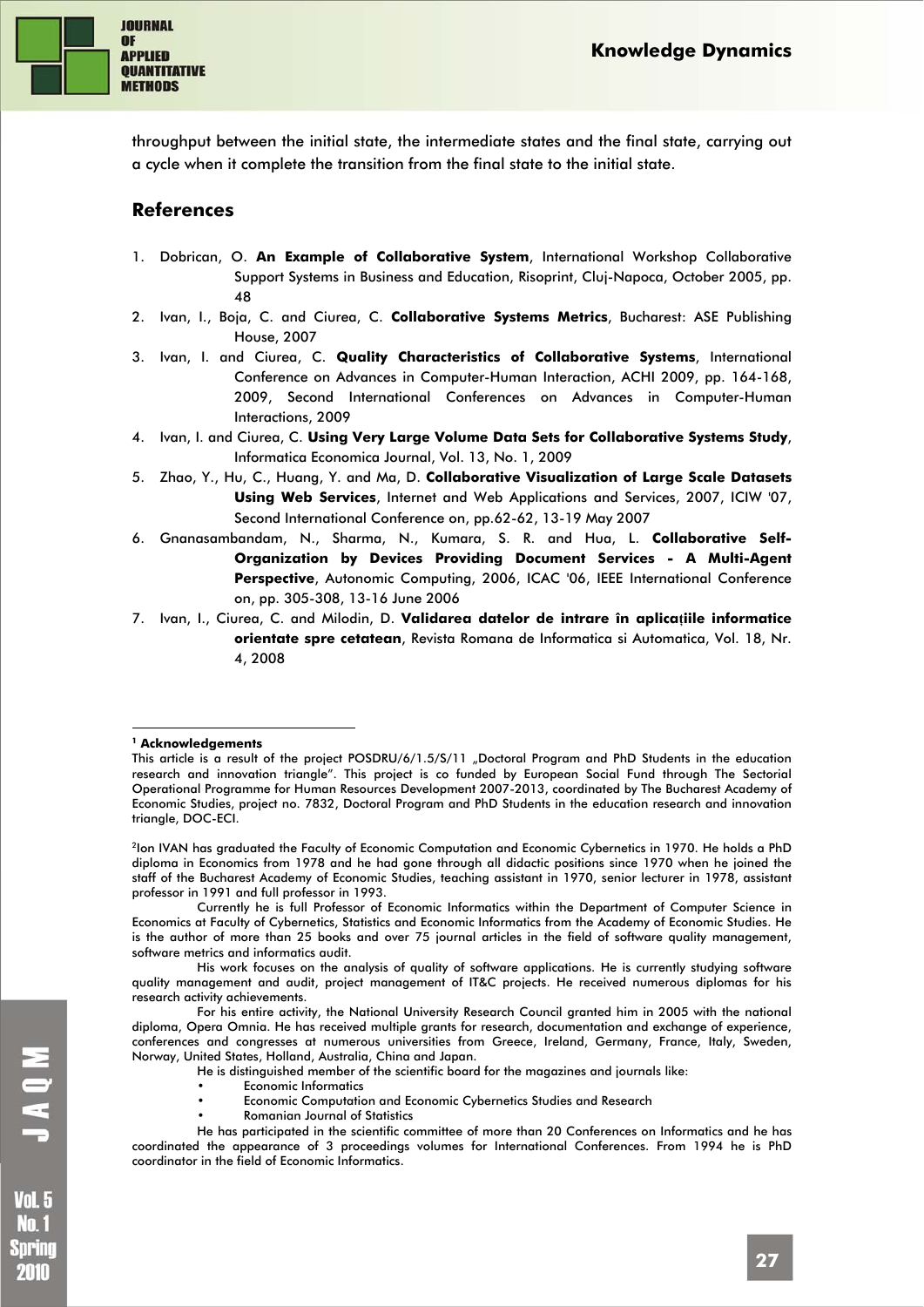throughput between the initial state, the intermediate states and the final state, carrying out a cycle when it complete the transition from the final state to the initial state.

## References

1. Dobrican, O. **An Example of Collaborative System**, International Workshop Collaborative Support Systems in Business and Education, Risoprint, Cluj-Napoca, October 2005, pp. 48
2. Ivan, I., Boja, C. and Ciurea, C. **Collaborative Systems Metrics**, Bucharest: ASE Publishing House, 2007
3. Ivan, I. and Ciurea, C. **Quality Characteristics of Collaborative Systems**, International Conference on Advances in Computer-Human Interaction, ACHI 2009, pp. 164-168, 2009, Second International Conferences on Advances in Computer-Human Interactions, 2009
4. Ivan, I. and Ciurea, C. **Using Very Large Volume Data Sets for Collaborative Systems Study**, Informatica Economica Journal, Vol. 13, No. 1, 2009
5. Zhao, Y., Hu, C., Huang, Y. and Ma, D. **Collaborative Visualization of Large Scale Datasets Using Web Services**, Internet and Web Applications and Services, 2007, ICIW '07, Second International Conference on, pp.62-62, 13-19 May 2007
6. Gnanasambandam, N., Sharma, N., Kumara, S. R. and Hua, L. **Collaborative Self-Organization by Devices Providing Document Services - A Multi-Agent Perspective**, Autonomic Computing, 2006, ICAC '06, IEEE International Conference on, pp. 305-308, 13-16 June 2006
7. Ivan, I., Ciurea, C. and Milodin, D. **Validarea datelor de intrare în aplicațiile informatice orientate spre cetatean**, Revista Romana de Informatica si Automatica, Vol. 18, Nr. 4, 2008

---

[1] **Acknowledgements**

This article is a result of the project POSDRU/6/1.5/S/11 „Doctoral Program and PhD Students in the education research and innovation triangle". This project is co funded by European Social Fund through The Sectorial Operational Programme for Human Resources Development 2007-2013, coordinated by The Bucharest Academy of Economic Studies, project no. 7832, Doctoral Program and PhD Students in the education research and innovation triangle, DOC-ECI.

[2] Ion IVAN has graduated the Faculty of Economic Computation and Economic Cybernetics in 1970. He holds a PhD diploma in Economics from 1978 and he had gone through all didactic positions since 1970 when he joined the staff of the Bucharest Academy of Economic Studies, teaching assistant in 1970, senior lecturer in 1978, assistant professor in 1991 and full professor in 1993.

Currently he is full Professor of Economic Informatics within the Department of Computer Science in Economics at Faculty of Cybernetics, Statistics and Economic Informatics from the Academy of Economic Studies. He is the author of more than 25 books and over 75 journal articles in the field of software quality management, software metrics and informatics audit.

His work focuses on the analysis of quality of software applications. He is currently studying software quality management and audit, project management of IT&C projects. He received numerous diplomas for his research activity achievements.

For his entire activity, the National University Research Council granted him in 2005 with the national diploma, Opera Omnia. He has received multiple grants for research, documentation and exchange of experience, conferences and congresses at numerous universities from Greece, Ireland, Germany, France, Italy, Sweden, Norway, United States, Holland, Australia, China and Japan.

He is distinguished member of the scientific board for the magazines and journals like:

- Economic Informatics
- Economic Computation and Economic Cybernetics Studies and Research
- Romanian Journal of Statistics

He has participated in the scientific committee of more than 20 Conferences on Informatics and he has coordinated the appearance of 3 proceedings volumes for International Conferences. From 1994 he is PhD coordinator in the field of Economic Informatics.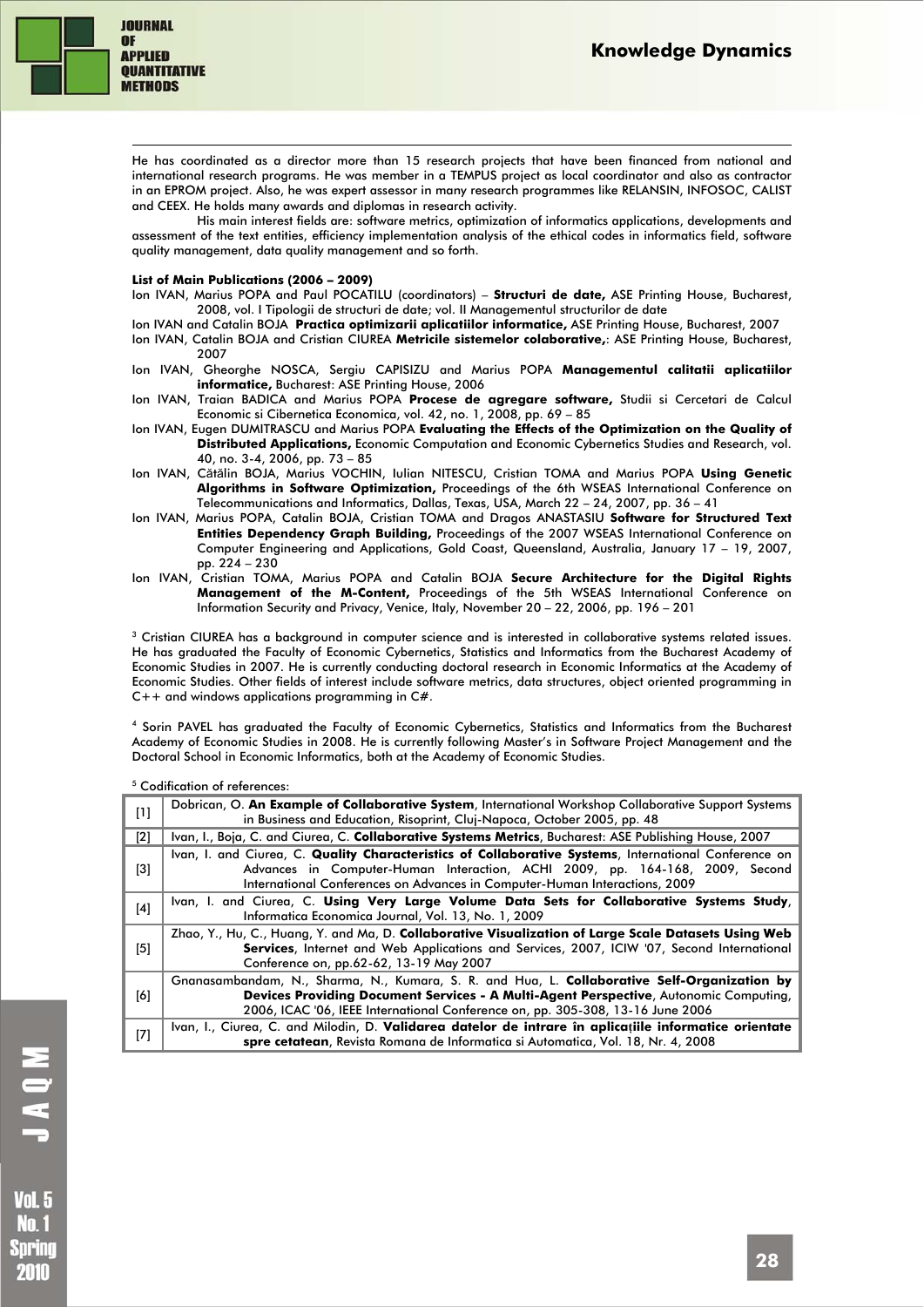He has coordinated as a director more than 15 research projects that have been financed from national and international research programs. He was member in a TEMPUS project as local coordinator and also as contractor in an EPROM project. Also, he was expert assessor in many research programmes like RELANSIN, INFOSOC, CALIST and CEEX. He holds many awards and diplomas in research activity.

His main interest fields are: software metrics, optimization of informatics applications, developments and assessment of the text entities, efficiency implementation analysis of the ethical codes in informatics field, software quality management, data quality management and so forth.

**List of Main Publications (2006 – 2009)**

Ion IVAN, Marius POPA and Paul POCATILU (coordinators) – **Structuri de date,** ASE Printing House, Bucharest, 2008, vol. I Tipologii de structuri de date; vol. II Managementul structurilor de date

Ion IVAN and Catalin BOJA **Practica optimizarii aplicatiilor informatice,** ASE Printing House, Bucharest, 2007

Ion IVAN, Catalin BOJA and Cristian CIUREA **Metricile sistemelor colaborative,**: ASE Printing House, Bucharest, 2007

Ion IVAN, Gheorghe NOSCA, Sergiu CAPISIZU and Marius POPA **Managementul calitatii aplicatiilor informatice,** Bucharest: ASE Printing House, 2006

Ion IVAN, Traian BADICA and Marius POPA **Procese de agregare software,** Studii si Cercetari de Calcul Economic si Cibernetica Economica, vol. 42, no. 1, 2008, pp. 69 – 85

Ion IVAN, Eugen DUMITRASCU and Marius POPA **Evaluating the Effects of the Optimization on the Quality of Distributed Applications,** Economic Computation and Economic Cybernetics Studies and Research, vol. 40, no. 3-4, 2006, pp. 73 – 85

Ion IVAN, Cătălin BOJA, Marius VOCHIN, Iulian NITESCU, Cristian TOMA and Marius POPA **Using Genetic Algorithms in Software Optimization,** Proceedings of the 6th WSEAS International Conference on Telecommunications and Informatics, Dallas, Texas, USA, March 22 – 24, 2007, pp. 36 – 41

Ion IVAN, Marius POPA, Catalin BOJA, Cristian TOMA and Dragos ANASTASIU **Software for Structured Text Entities Dependency Graph Building,** Proceedings of the 2007 WSEAS International Conference on Computer Engineering and Applications, Gold Coast, Queensland, Australia, January 17 – 19, 2007, pp. 224 – 230

Ion IVAN, Cristian TOMA, Marius POPA and Catalin BOJA **Secure Architecture for the Digital Rights Management of the M-Content,** Proceedings of the 5th WSEAS International Conference on Information Security and Privacy, Venice, Italy, November 20 – 22, 2006, pp. 196 – 201

[3] Cristian CIUREA has a background in computer science and is interested in collaborative systems related issues. He has graduated the Faculty of Economic Cybernetics, Statistics and Informatics from the Bucharest Academy of Economic Studies in 2007. He is currently conducting doctoral research in Economic Informatics at the Academy of Economic Studies. Other fields of interest include software metrics, data structures, object oriented programming in C++ and windows applications programming in C#.

[4] Sorin PAVEL has graduated the Faculty of Economic Cybernetics, Statistics and Informatics from the Bucharest Academy of Economic Studies in 2008. He is currently following Master's in Software Project Management and the Doctoral School in Economic Informatics, both at the Academy of Economic Studies.

[5] Codification of references:

| | |
|---|---|
| [1] | Dobrican, O. **An Example of Collaborative System**, International Workshop Collaborative Support Systems in Business and Education, Risoprint, Cluj-Napoca, October 2005, pp. 48 |
| [2] | Ivan, I., Boja, C. and Ciurea, C. **Collaborative Systems Metrics**, Bucharest: ASE Publishing House, 2007 |
| [3] | Ivan, I. and Ciurea, C. **Quality Characteristics of Collaborative Systems**, International Conference on Advances in Computer-Human Interaction, ACHI 2009, pp. 164-168, 2009, Second International Conferences on Advances in Computer-Human Interactions, 2009 |
| [4] | Ivan, I. and Ciurea, C. **Using Very Large Volume Data Sets for Collaborative Systems Study**, Informatica Economica Journal, Vol. 13, No. 1, 2009 |
| [5] | Zhao, Y., Hu, C., Huang, Y. and Ma, D. **Collaborative Visualization of Large Scale Datasets Using Web Services**, Internet and Web Applications and Services, 2007, ICIW '07, Second International Conference on, pp.62-62, 13-19 May 2007 |
| [6] | Gnanasambandam, N., Sharma, N., Kumara, S. R. and Hua, L. **Collaborative Self-Organization by Devices Providing Document Services - A Multi-Agent Perspective**, Autonomic Computing, 2006, ICAC '06, IEEE International Conference on, pp. 305-308, 13-16 June 2006 |
| [7] | Ivan, I., Ciurea, C. and Milodin, D. **Validarea datelor de intrare în aplicaţiile informatice orientate spre cetatean**, Revista Romana de Informatica si Automatica, Vol. 18, Nr. 4, 2008 |